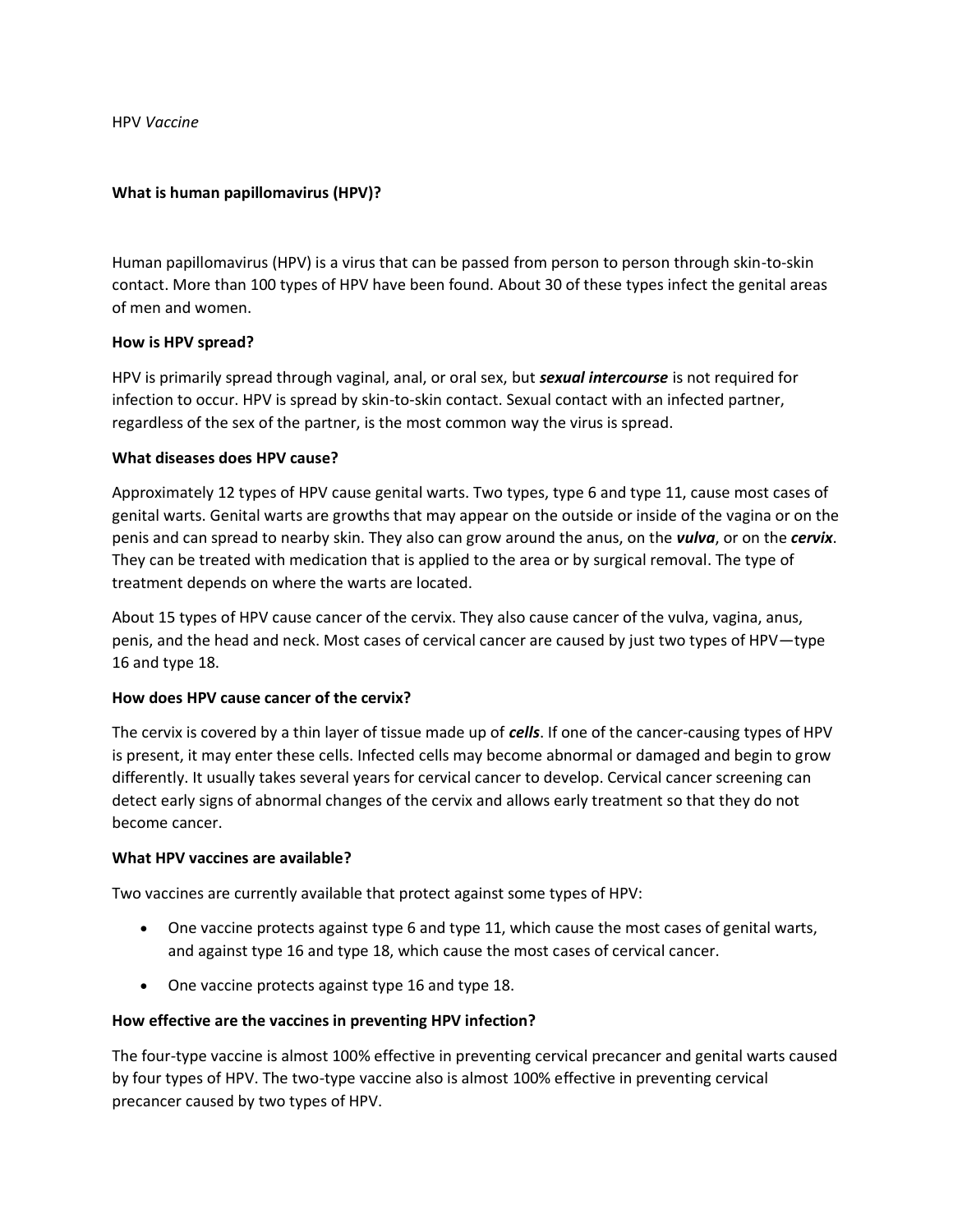HPV *Vaccine*

## What is human papillomavirus (HPV)?

Human papillomavirus (HPV) is a virus that can be passed from person to person through skin-to-skin contact. More than 100 types of HPV have been found. About 30 of these types infect the genital areas of men and women.

## How is HPV spread?

HPV is primarily spread through vaginal, anal, or oral sex, but ***sexual intercourse*** is not required for infection to occur. HPV is spread by skin-to-skin contact. Sexual contact with an infected partner, regardless of the sex of the partner, is the most common way the virus is spread.

## What diseases does HPV cause?

Approximately 12 types of HPV cause genital warts. Two types, type 6 and type 11, cause most cases of genital warts. Genital warts are growths that may appear on the outside or inside of the vagina or on the penis and can spread to nearby skin. They also can grow around the anus, on the ***vulva***, or on the ***cervix***. They can be treated with medication that is applied to the area or by surgical removal. The type of treatment depends on where the warts are located.

About 15 types of HPV cause cancer of the cervix. They also cause cancer of the vulva, vagina, anus, penis, and the head and neck. Most cases of cervical cancer are caused by just two types of HPV—type 16 and type 18.

## How does HPV cause cancer of the cervix?

The cervix is covered by a thin layer of tissue made up of ***cells***. If one of the cancer-causing types of HPV is present, it may enter these cells. Infected cells may become abnormal or damaged and begin to grow differently. It usually takes several years for cervical cancer to develop. Cervical cancer screening can detect early signs of abnormal changes of the cervix and allows early treatment so that they do not become cancer.

## What HPV vaccines are available?

Two vaccines are currently available that protect against some types of HPV:

- One vaccine protects against type 6 and type 11, which cause the most cases of genital warts, and against type 16 and type 18, which cause the most cases of cervical cancer.
- One vaccine protects against type 16 and type 18.

## How effective are the vaccines in preventing HPV infection?

The four-type vaccine is almost 100% effective in preventing cervical precancer and genital warts caused by four types of HPV. The two-type vaccine also is almost 100% effective in preventing cervical precancer caused by two types of HPV.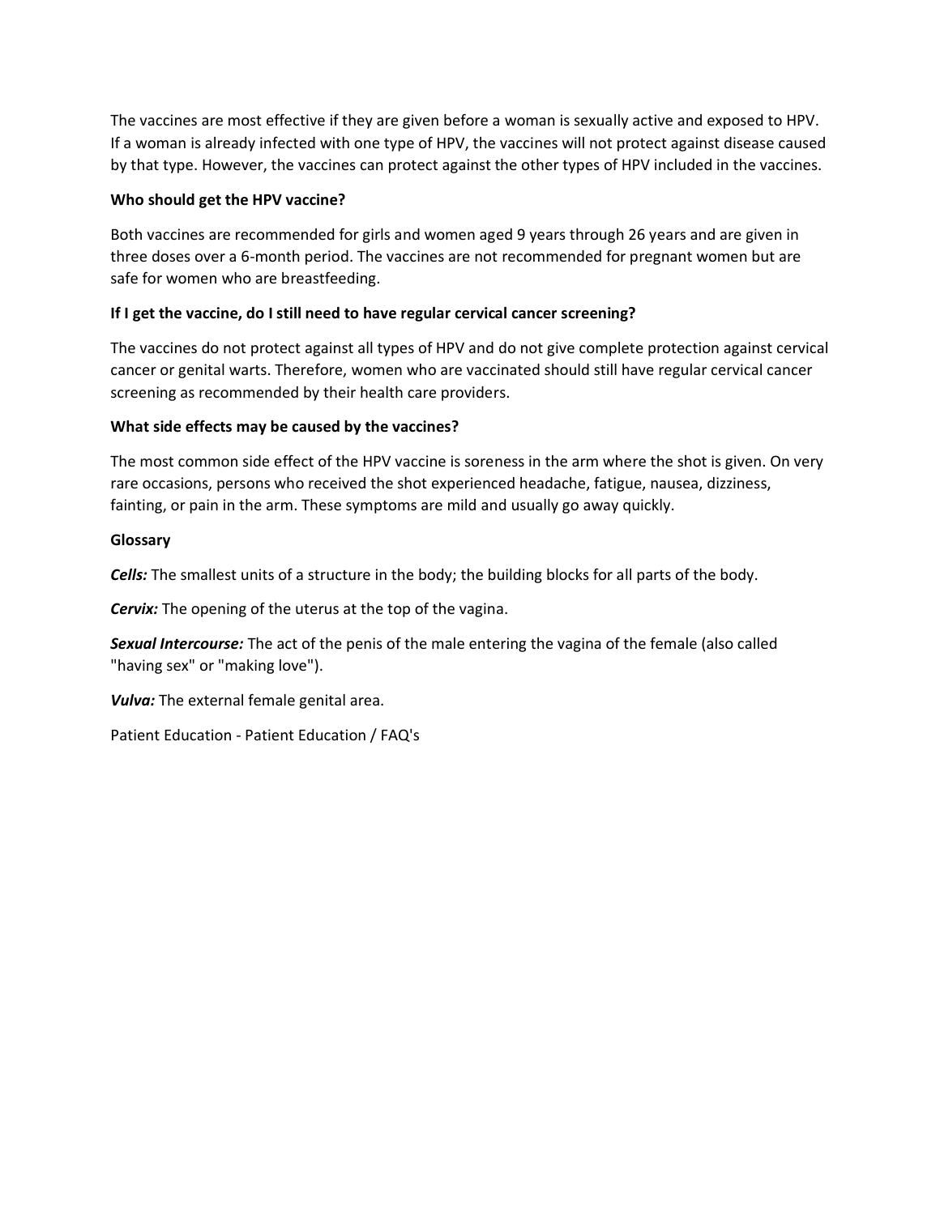The vaccines are most effective if they are given before a woman is sexually active and exposed to HPV. If a woman is already infected with one type of HPV, the vaccines will not protect against disease caused by that type. However, the vaccines can protect against the other types of HPV included in the vaccines.

**Who should get the HPV vaccine?**

Both vaccines are recommended for girls and women aged 9 years through 26 years and are given in three doses over a 6-month period. The vaccines are not recommended for pregnant women but are safe for women who are breastfeeding.

**If I get the vaccine, do I still need to have regular cervical cancer screening?**

The vaccines do not protect against all types of HPV and do not give complete protection against cervical cancer or genital warts. Therefore, women who are vaccinated should still have regular cervical cancer screening as recommended by their health care providers.

**What side effects may be caused by the vaccines?**

The most common side effect of the HPV vaccine is soreness in the arm where the shot is given. On very rare occasions, persons who received the shot experienced headache, fatigue, nausea, dizziness, fainting, or pain in the arm. These symptoms are mild and usually go away quickly.

**Glossary**

***Cells:*** The smallest units of a structure in the body; the building blocks for all parts of the body.

***Cervix:*** The opening of the uterus at the top of the vagina.

***Sexual Intercourse:*** The act of the penis of the male entering the vagina of the female (also called "having sex" or "making love").

***Vulva:*** The external female genital area.

Patient Education - Patient Education / FAQ's